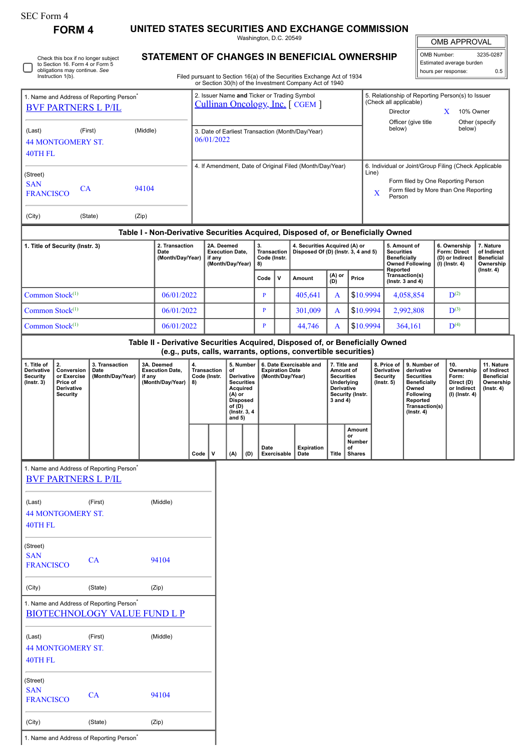SEC Form 4

# FORM 4

## UNITED STATES SECURITIES AND EXCHANGE COMMISSION

Washington, D.C. 20549

☐ Check this box if no longer subject to Section 16. Form 4 or Form 5 obligations may continue. *See* Instruction 1(b).

## STATEMENT OF CHANGES IN BENEFICIAL OWNERSHIP

Filed pursuant to Section 16(a) of the Securities Exchange Act of 1934 or Section 30(h) of the Investment Company Act of 1940

| OMB APPROVAL | |
|---|---|
| OMB Number: | 3235-0287 |
| Estimated average burden | |
| hours per response: | 0.5 |

1. Name and Address of Reporting Person*
BVF PARTNERS L P/IL

(Last) (First) (Middle)
44 MONTGOMERY ST.
40TH FL

(Street)
SAN FRANCISCO CA 94104

(City) (State) (Zip)

2. Issuer Name **and** Ticker or Trading Symbol
Cullinan Oncology, Inc. [ CGEM ]

3. Date of Earliest Transaction (Month/Day/Year)
06/01/2022

4. If Amendment, Date of Original Filed (Month/Day/Year)

5. Relationship of Reporting Person(s) to Issuer (Check all applicable)
Director
X 10% Owner
Officer (give title below)
Other (specify below)

6. Individual or Joint/Group Filing (Check Applicable Line)
Form filed by One Reporting Person
X Form filed by More than One Reporting Person

### Table I - Non-Derivative Securities Acquired, Disposed of, or Beneficially Owned

| 1. Title of Security (Instr. 3) | 2. Transaction Date (Month/Day/Year) | 2A. Deemed Execution Date, if any (Month/Day/Year) | 3. Transaction Code (Instr. 8) | | 4. Securities Acquired (A) or Disposed Of (D) (Instr. 3, 4 and 5) | | | 5. Amount of Securities Beneficially Owned Following Reported Transaction(s) (Instr. 3 and 4) | 6. Ownership Form: Direct (D) or Indirect (I) (Instr. 4) | 7. Nature of Indirect Beneficial Ownership (Instr. 4) |
|---|---|---|---|---|---|---|---|---|---|---|
| | | | Code | V | Amount | (A) or (D) | Price | | | |
| Common Stock[(1)] | 06/01/2022 | | P | | 405,641 | A | $10.9994 | 4,058,854 | D[(2)] | |
| Common Stock[(1)] | 06/01/2022 | | P | | 301,009 | A | $10.9994 | 2,992,808 | D[(3)] | |
| Common Stock[(1)] | 06/01/2022 | | P | | 44,746 | A | $10.9994 | 364,161 | D[(4)] | |

### Table II - Derivative Securities Acquired, Disposed of, or Beneficially Owned (e.g., puts, calls, warrants, options, convertible securities)

| 1. Title of Derivative Security (Instr. 3) | 2. Conversion or Exercise Price of Derivative Security | 3. Transaction Date (Month/Day/Year) | 3A. Deemed Execution Date, if any (Month/Day/Year) | 4. Transaction Code (Instr. 8) | | 5. Number of Derivative Securities Acquired (A) or Disposed of (D) (Instr. 3, 4 and 5) | | 6. Date Exercisable and Expiration Date (Month/Day/Year) | | 7. Title and Amount of Securities Underlying Derivative Security (Instr. 3 and 4) | | 8. Price of Derivative Security (Instr. 5) | 9. Number of derivative Securities Beneficially Owned Following Reported Transaction(s) (Instr. 4) | 10. Ownership Form: Direct (D) or Indirect (I) (Instr. 4) | 11. Nature of Indirect Beneficial Ownership (Instr. 4) |
|---|---|---|---|---|---|---|---|---|---|---|---|---|---|---|---|
| | | | | Code | V | (A) | (D) | Date Exercisable | Expiration Date | Title | Amount or Number of Shares | | | | |

1. Name and Address of Reporting Person*
BVF PARTNERS L P/IL

(Last) (First) (Middle)
44 MONTGOMERY ST.
40TH FL

(Street)
SAN FRANCISCO CA 94104

(City) (State) (Zip)

1. Name and Address of Reporting Person*
BIOTECHNOLOGY VALUE FUND L P

(Last) (First) (Middle)
44 MONTGOMERY ST.
40TH FL

(Street)
SAN FRANCISCO CA 94104

(City) (State) (Zip)

1. Name and Address of Reporting Person*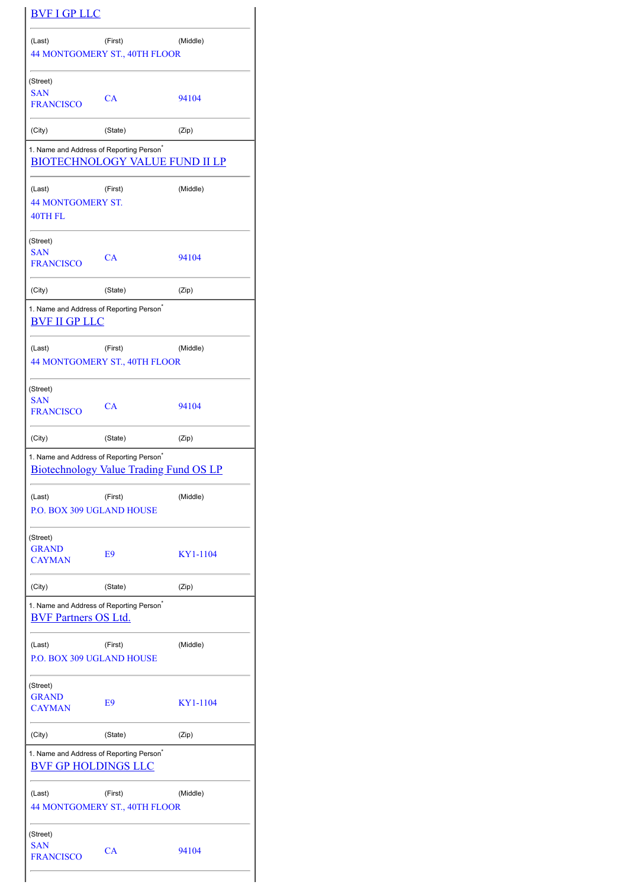BVF I GP LLC

| (Last) | (First) | (Middle) |
|---|---|---|

44 MONTGOMERY ST., 40TH FLOOR

(Street)

| SAN FRANCISCO | CA | 94104 |
|---|---|---|
| (City) | (State) | (Zip) |

1. Name and Address of Reporting Person*

BIOTECHNOLOGY VALUE FUND II LP

| (Last) | (First) | (Middle) |
|---|---|---|

44 MONTGOMERY ST.
40TH FL

(Street)

| SAN FRANCISCO | CA | 94104 |
|---|---|---|
| (City) | (State) | (Zip) |

1. Name and Address of Reporting Person*

BVF II GP LLC

| (Last) | (First) | (Middle) |
|---|---|---|

44 MONTGOMERY ST., 40TH FLOOR

(Street)

| SAN FRANCISCO | CA | 94104 |
|---|---|---|
| (City) | (State) | (Zip) |

1. Name and Address of Reporting Person*

Biotechnology Value Trading Fund OS LP

| (Last) | (First) | (Middle) |
|---|---|---|

P.O. BOX 309 UGLAND HOUSE

(Street)

| GRAND CAYMAN | E9 | KY1-1104 |
|---|---|---|
| (City) | (State) | (Zip) |

1. Name and Address of Reporting Person*

BVF Partners OS Ltd.

| (Last) | (First) | (Middle) |
|---|---|---|

P.O. BOX 309 UGLAND HOUSE

(Street)

| GRAND CAYMAN | E9 | KY1-1104 |
|---|---|---|
| (City) | (State) | (Zip) |

1. Name and Address of Reporting Person*

BVF GP HOLDINGS LLC

| (Last) | (First) | (Middle) |
|---|---|---|

44 MONTGOMERY ST., 40TH FLOOR

(Street)

| SAN FRANCISCO | CA | 94104 |
|---|---|---|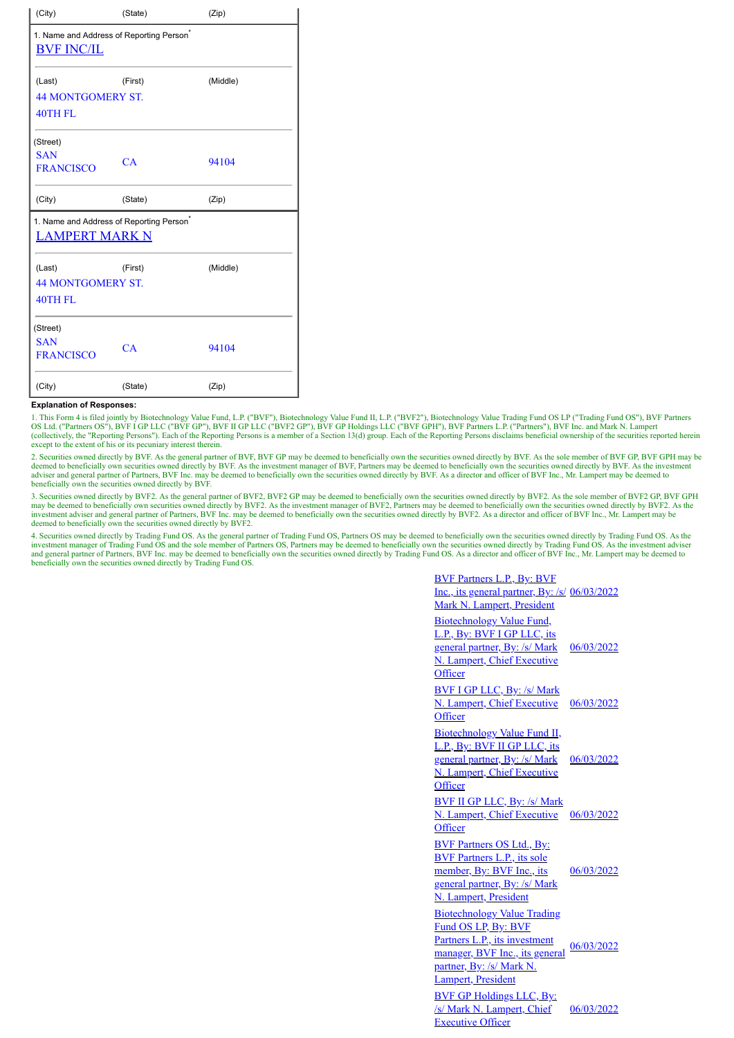| (City) | (State) | (Zip) |
|---|---|---|

| 1. Name and Address of Reporting Person* | | |
|---|---|---|
| BVF INC/IL | | |
| (Last) | (First) | (Middle) |
| 44 MONTGOMERY ST. 40TH FL | | |
| (Street) | | |
| SAN FRANCISCO | CA | 94104 |
| (City) | (State) | (Zip) |

| 1. Name and Address of Reporting Person* | | |
|---|---|---|
| LAMPERT MARK N | | |
| (Last) | (First) | (Middle) |
| 44 MONTGOMERY ST. 40TH FL | | |
| (Street) | | |
| SAN FRANCISCO | CA | 94104 |
| (City) | (State) | (Zip) |

**Explanation of Responses:**

1. This Form 4 is filed jointly by Biotechnology Value Fund, L.P. ("BVF"), Biotechnology Value Fund II, L.P. ("BVF2"), Biotechnology Value Trading Fund OS LP ("Trading Fund OS"), BVF Partners OS Ltd. ("Partners OS"), BVF I GP LLC ("BVF GP"), BVF II GP LLC ("BVF2 GP"), BVF GP Holdings LLC ("BVF GPH"), BVF Partners L.P. ("Partners"), BVF Inc. and Mark N. Lampert (collectively, the "Reporting Persons"). Each of the Reporting Persons is a member of a Section 13(d) group. Each of the Reporting Persons disclaims beneficial ownership of the securities reported herein except to the extent of his or its pecuniary interest therein.

2. Securities owned directly by BVF. As the general partner of BVF, BVF GP may be deemed to beneficially own the securities owned directly by BVF. As the sole member of BVF GP, BVF GPH may be deemed to beneficially own securities owned directly by BVF. As the investment manager of BVF, Partners may be deemed to beneficially own the securities owned directly by BVF. As the investment adviser and general partner of Partners, BVF Inc. may be deemed to beneficially own the securities owned directly by BVF. As a director and officer of BVF Inc., Mr. Lampert may be deemed to beneficially own the securities owned directly by BVF.

3. Securities owned directly by BVF2. As the general partner of BVF2, BVF2 GP may be deemed to beneficially own the securities owned directly by BVF2. As the sole member of BVF2 GP, BVF GPH may be deemed to beneficially own securities owned directly by BVF2. As the investment manager of BVF2, Partners may be deemed to beneficially own the securities owned directly by BVF2. As the investment adviser and general partner of Partners, BVF Inc. may be deemed to beneficially own the securities owned directly by BVF2. As a director and officer of BVF Inc., Mr. Lampert may be deemed to beneficially own the securities owned directly by BVF2.

4. Securities owned directly by Trading Fund OS. As the general partner of Trading Fund OS, Partners OS may be deemed to beneficially own the securities owned directly by Trading Fund OS. As the investment manager of Trading Fund OS and the sole member of Partners OS, Partners may be deemed to beneficially own the securities owned directly by Trading Fund OS. As the investment adviser and general partner of Partners, BVF Inc. may be deemed to beneficially own the securities owned directly by Trading Fund OS. As a director and officer of BVF Inc., Mr. Lampert may be deemed to beneficially own the securities owned directly by Trading Fund OS.

| Signature | Date |
|---|---|
| BVF Partners L.P., By: BVF Inc., its general partner, By: /s/ Mark N. Lampert, President | 06/03/2022 |
| Biotechnology Value Fund, L.P., By: BVF I GP LLC, its general partner, By: /s/ Mark N. Lampert, Chief Executive Officer | 06/03/2022 |
| BVF I GP LLC, By: /s/ Mark N. Lampert, Chief Executive Officer | 06/03/2022 |
| Biotechnology Value Fund II, L.P., By: BVF II GP LLC, its general partner, By: /s/ Mark N. Lampert, Chief Executive Officer | 06/03/2022 |
| BVF II GP LLC, By: /s/ Mark N. Lampert, Chief Executive Officer | 06/03/2022 |
| BVF Partners OS Ltd., By: BVF Partners L.P., its sole member, By: BVF Inc., its general partner, By: /s/ Mark N. Lampert, President | 06/03/2022 |
| Biotechnology Value Trading Fund OS LP, By: BVF Partners L.P., its investment manager, BVF Inc., its general partner, By: /s/ Mark N. Lampert, President | 06/03/2022 |
| BVF GP Holdings LLC, By: /s/ Mark N. Lampert, Chief Executive Officer | 06/03/2022 |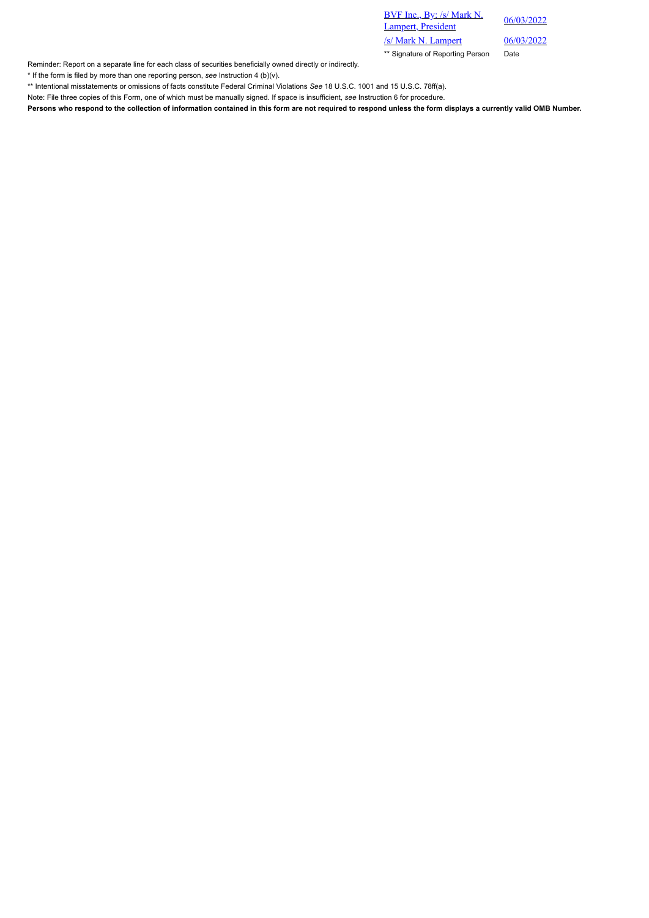| | |
|---|---|
| BVF Inc., By: /s/ Mark N. Lampert, President | 06/03/2022 |
| /s/ Mark N. Lampert | 06/03/2022 |
| ** Signature of Reporting Person | Date |

Reminder: Report on a separate line for each class of securities beneficially owned directly or indirectly.

* If the form is filed by more than one reporting person, *see* Instruction 4 (b)(v).

** Intentional misstatements or omissions of facts constitute Federal Criminal Violations *See* 18 U.S.C. 1001 and 15 U.S.C. 78ff(a).

Note: File three copies of this Form, one of which must be manually signed. If space is insufficient, *see* Instruction 6 for procedure.

**Persons who respond to the collection of information contained in this form are not required to respond unless the form displays a currently valid OMB Number.**